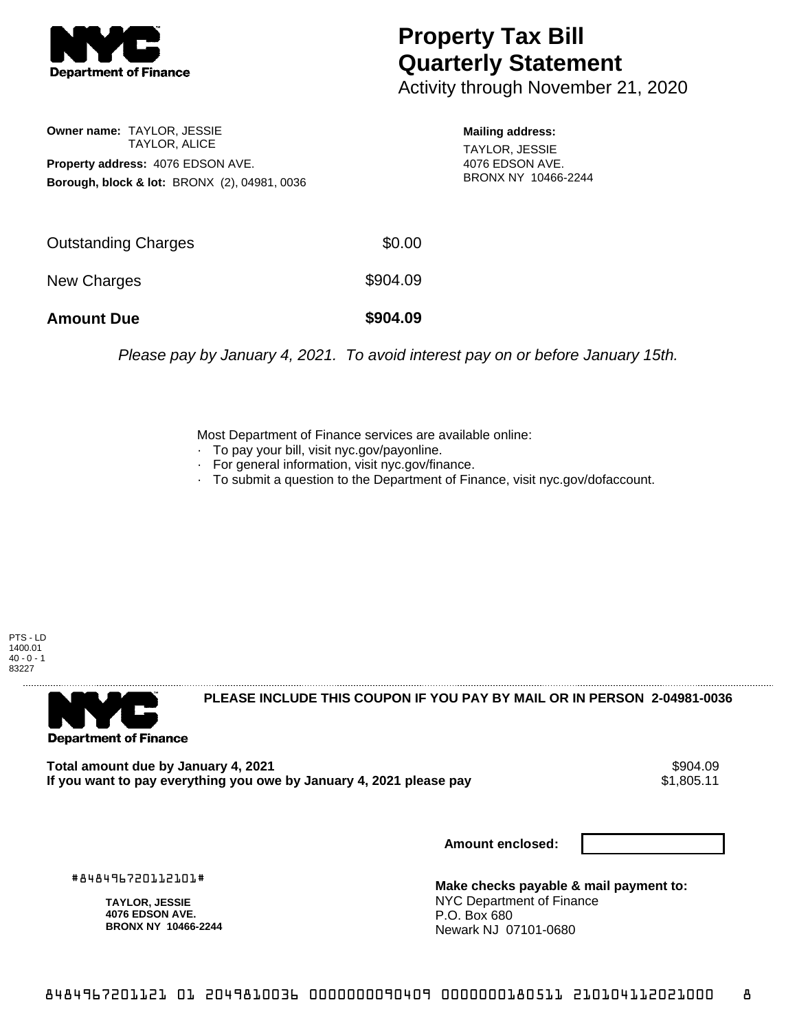# Property Tax Bill Quarterly Statement

Activity through November 21, 2020

**Owner name:** TAYLOR, JESSIE
TAYLOR, ALICE

**Property address:** 4076 EDSON AVE.

**Borough, block & lot:** BRONX (2), 04981, 0036

**Mailing address:**
TAYLOR, JESSIE
4076 EDSON AVE.
BRONX NY 10466-2244

| | |
|---|---|
| Outstanding Charges | $0.00 |
| New Charges | $904.09 |
| **Amount Due** | **$904.09** |

*Please pay by January 4, 2021. To avoid interest pay on or before January 15th.*

Most Department of Finance services are available online:

- To pay your bill, visit nyc.gov/payonline.
- For general information, visit nyc.gov/finance.
- To submit a question to the Department of Finance, visit nyc.gov/dofaccount.

PTS - LD
1400.01
40 - 0 - 1
83227

**PLEASE INCLUDE THIS COUPON IF YOU PAY BY MAIL OR IN PERSON 2-04981-0036**

| | |
|---|---|
| **Total amount due by January 4, 2021** | $904.09 |
| **If you want to pay everything you owe by January 4, 2021 please pay** | $1,805.11 |

**Amount enclosed:**

#848496720112101#

**TAYLOR, JESSIE**
**4076 EDSON AVE.**
**BRONX NY 10466-2244**

**Make checks payable & mail payment to:**
NYC Department of Finance
P.O. Box 680
Newark NJ 07101-0680

8484967201121 01 2049810036 0000000090409 0000000180511 210104112021000 8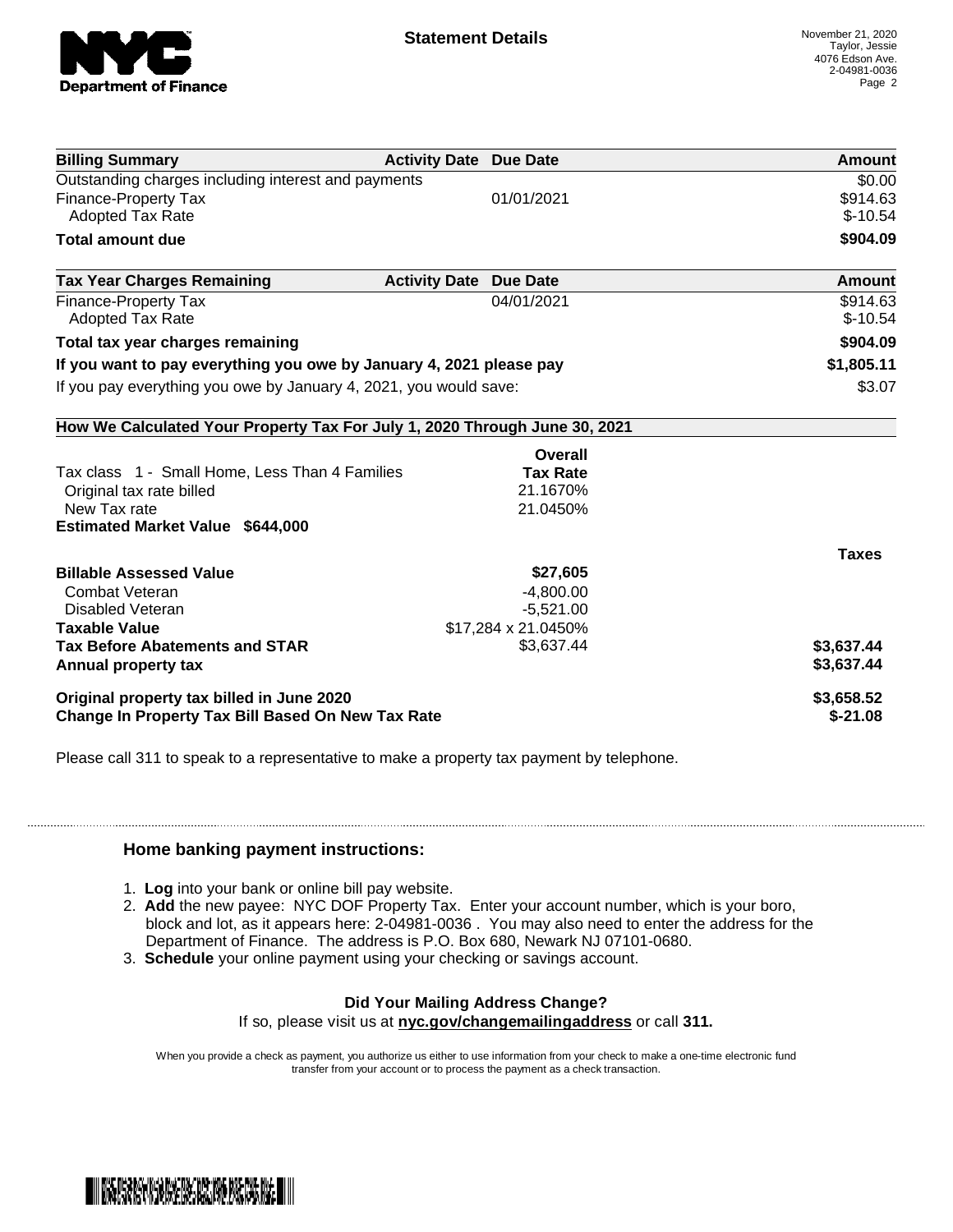# Statement Details

November 21, 2020
Taylor, Jessie
4076 Edson Ave.
2-04981-0036

| Billing Summary | Activity Date | Due Date | Amount |
|---|---|---|---|
| Outstanding charges including interest and payments | | | $0.00 |
| Finance-Property Tax | | 01/01/2021 | $914.63 |
| Adopted Tax Rate | | | $-10.54 |
| **Total amount due** | | | **$904.09** |

| Tax Year Charges Remaining | Activity Date | Due Date | Amount |
|---|---|---|---|
| Finance-Property Tax | | 04/01/2021 | $914.63 |
| Adopted Tax Rate | | | $-10.54 |
| **Total tax year charges remaining** | | | **$904.09** |
| **If you want to pay everything you owe by January 4, 2021 please pay** | | | **$1,805.11** |
| If you pay everything you owe by January 4, 2021, you would save: | | | $3.07 |

**How We Calculated Your Property Tax For July 1, 2020 Through June 30, 2021**

| | Overall Tax Rate | |
|---|---|---|
| Tax class 1 - Small Home, Less Than 4 Families | | |
| Original tax rate billed | 21.1670% | |
| New Tax rate | 21.0450% | |
| **Estimated Market Value $644,000** | | |
| | | **Taxes** |
| **Billable Assessed Value** | **$27,605** | |
| Combat Veteran | -4,800.00 | |
| Disabled Veteran | -5,521.00 | |
| **Taxable Value** | $17,284 x 21.0450% | |
| **Tax Before Abatements and STAR** | $3,637.44 | **$3,637.44** |
| **Annual property tax** | | **$3,637.44** |
| **Original property tax billed in June 2020** | | **$3,658.52** |
| **Change In Property Tax Bill Based On New Tax Rate** | | **$-21.08** |

Please call 311 to speak to a representative to make a property tax payment by telephone.

## Home banking payment instructions:

1. **Log** into your bank or online bill pay website.
2. **Add** the new payee: NYC DOF Property Tax. Enter your account number, which is your boro, block and lot, as it appears here: 2-04981-0036 . You may also need to enter the address for the Department of Finance. The address is P.O. Box 680, Newark NJ 07101-0680.
3. **Schedule** your online payment using your checking or savings account.

**Did Your Mailing Address Change?**
If so, please visit us at **nyc.gov/changemailingaddress** or call **311.**

When you provide a check as payment, you authorize us either to use information from your check to make a one-time electronic fund transfer from your account or to process the payment as a check transaction.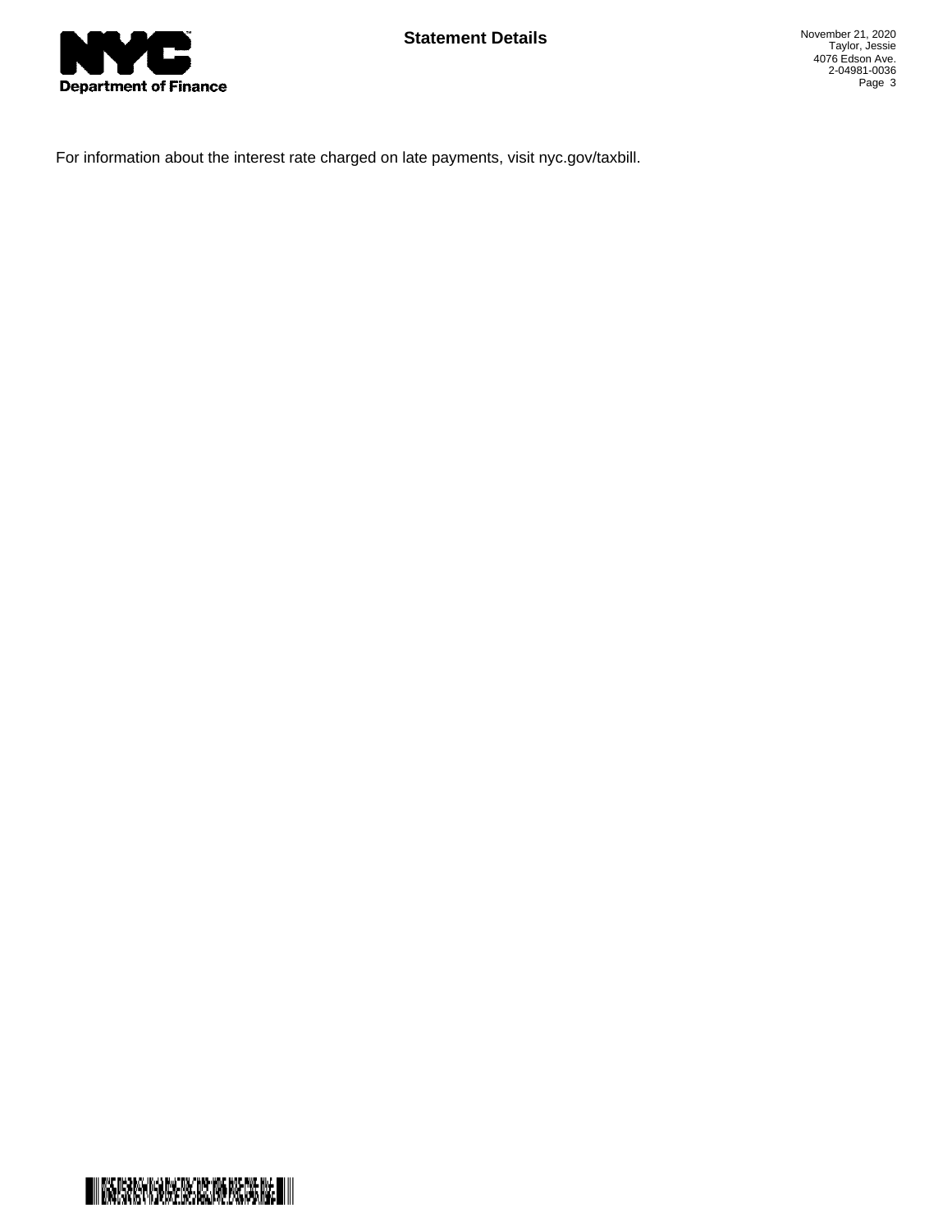For information about the interest rate charged on late payments, visit nyc.gov/taxbill.